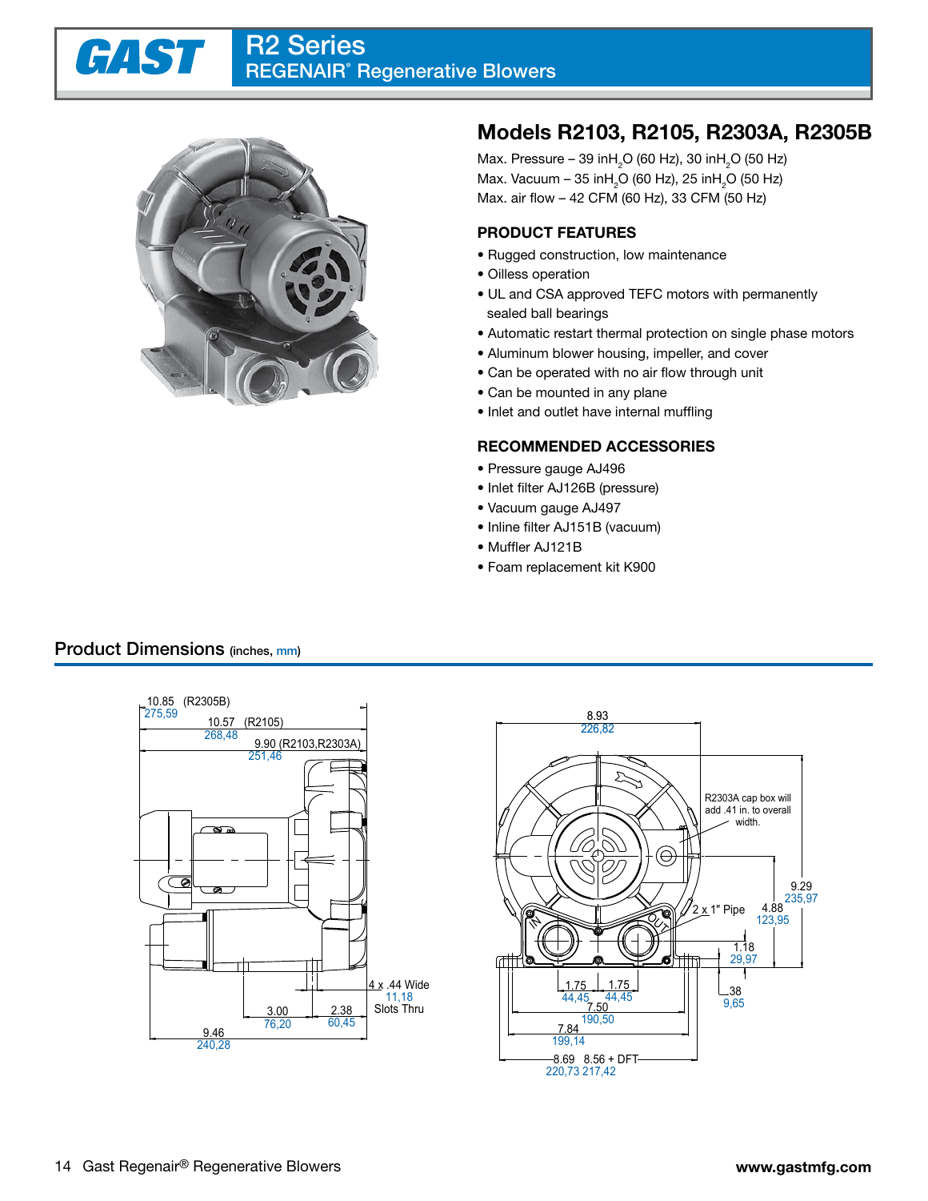# R2 Series
## REGENAIR® Regenerative Blowers

## Models R2103, R2105, R2303A, R2305B

Max. Pressure – 39 in$H_2O$ (60 Hz), 30 in$H_2O$ (50 Hz)
Max. Vacuum – 35 in$H_2O$ (60 Hz), 25 in$H_2O$ (50 Hz)
Max. air flow – 42 CFM (60 Hz), 33 CFM (50 Hz)

### PRODUCT FEATURES

- Rugged construction, low maintenance
- Oilless operation
- UL and CSA approved TEFC motors with permanently sealed ball bearings
- Automatic restart thermal protection on single phase motors
- Aluminum blower housing, impeller, and cover
- Can be operated with no air flow through unit
- Can be mounted in any plane
- Inlet and outlet have internal muffling

### RECOMMENDED ACCESSORIES

- Pressure gauge AJ496
- Inlet filter AJ126B (pressure)
- Vacuum gauge AJ497
- Inline filter AJ151B (vacuum)
- Muffler AJ121B
- Foam replacement kit K900

## Product Dimensions (inches, mm)

10.85 (R2305B) 275,59
10.57 (R2105) 268,48
9.90 (R2103,R2303A) 251,46
4 x .44 Wide 11,18 Slots Thru
3.00 76,20
2.38 60,45
9.46 240,28

8.93 226,82
R2303A cap box will add .41 in. to overall width.
9.29 235,97
2 x 1" Pipe
4.88 123,95
1.18 29,97
.38 9,65
1.75 44,45
1.75 44,45
7.50 190,50
7.84 199,14
8.69 220,73
8.56 + DFT 217,42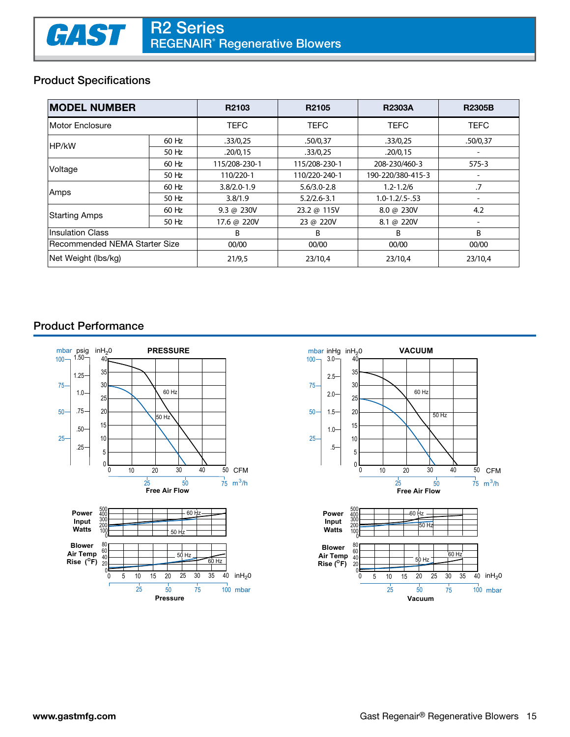# R2 Series

## REGENAIR® Regenerative Blowers

## Product Specifications

| MODEL NUMBER | | R2103 | R2105 | R2303A | R2305B |
|---|---|---|---|---|---|
| Motor Enclosure | | TEFC | TEFC | TEFC | TEFC |
| HP/kW | 60 Hz | .33/0,25 | .50/0,37 | .33/0,25 | .50/0,37 |
| | 50 Hz | .20/0,15 | .33/0,25 | .20/0,15 | - |
| Voltage | 60 Hz | 115/208-230-1 | 115/208-230-1 | 208-230/460-3 | 575-3 |
| | 50 Hz | 110/220-1 | 110/220-240-1 | 190-220/380-415-3 | - |
| Amps | 60 Hz | 3.8/2.0-1.9 | 5.6/3.0-2.8 | 1.2-1.2/6 | .7 |
| | 50 Hz | 3.8/1.9 | 5.2/2.6-3.1 | 1.0-1.2/.5-.53 | - |
| Starting Amps | 60 Hz | 9.3 @ 230V | 23.2 @ 115V | 8.0 @ 230V | 4.2 |
| | 50 Hz | 17.6 @ 220V | 23 @ 220V | 8.1 @ 220V | - |
| Insulation Class | | B | B | B | B |
| Recommended NEMA Starter Size | | 00/00 | 00/00 | 00/00 | 00/00 |
| Net Weight (lbs/kg) | | 21/9,5 | 23/10,4 | 23/10,4 | 23/10,4 |

## Product Performance

PRESSURE

mbar psig $inH_2O$

100 1.50 40

1.25 35

75 1.0 30

25

50 .75 20

.50 15

25 10

.25 5

0

60 Hz

50 Hz

0 10 20 30 40 50 CFM

25 50 75 $m^3/h$

Free Air Flow

Power Input Watts

500 400 300 200 100 0

60 Hz

50 Hz

Blower Air Temp Rise (°F)

80 60 40 20 0

50 Hz

60 Hz

0 5 10 15 20 25 30 35 40 $inH_2O$

25 50 75 100 mbar

Pressure

VACUUM

mbar inHg $inH_2O$

100 3.0 40

2.5 35

75 2.0 30

25

50 1.5 20

1.0 15

25 10

.5 5

0

60 Hz

50 Hz

0 10 20 30 40 50 CFM

25 50 75 $m^3/h$

Free Air Flow

Power Input Watts

500 400 300 200 100 0

60 Hz

50 Hz

Blower Air Temp Rise (°F)

80 60 40 20 0

50 Hz

60 Hz

0 5 10 15 20 25 30 35 40 $inH_2O$

25 50 75 100 mbar

Vacuum